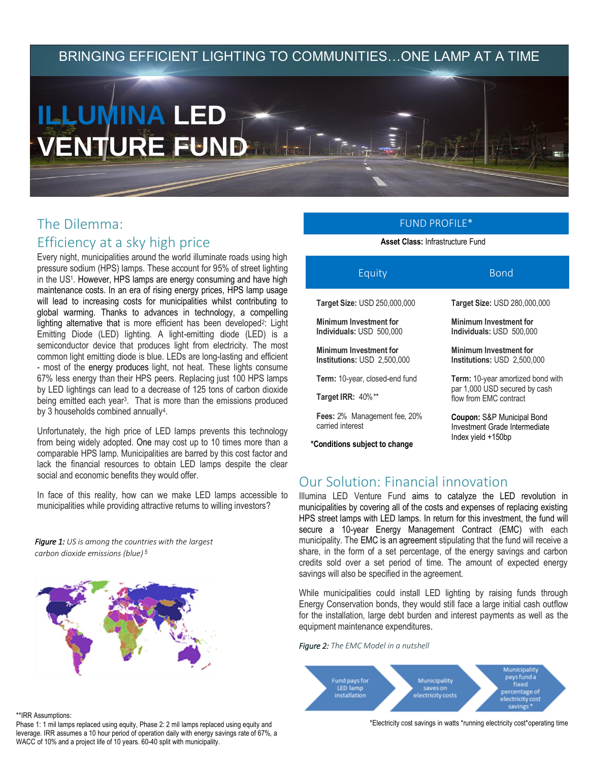BRINGING EFFICIENT LIGHTING TO COMMUNITIES…ONE LAMP AT A TIME

# ILLUMINA LED VENTURE FUND

## The Dilemma: Efficiency at a sky high price

Every night, municipalities around the world illuminate roads using high pressure sodium (HPS) lamps. These account for 95% of street lighting in the US[1]. However, HPS lamps are energy consuming and have high maintenance costs. In an era of rising energy prices, HPS lamp usage will lead to increasing costs for municipalities whilst contributing to global warming. Thanks to advances in technology, a compelling lighting alternative that is more efficient has been developed[2]: Light Emitting Diode (LED) lighting. A light-emitting diode (LED) is a semiconductor device that produces light from electricity. The most common light emitting diode is blue. LEDs are long-lasting and efficient - most of the energy produces light, not heat. These lights consume 67% less energy than their HPS peers. Replacing just 100 HPS lamps by LED lightings can lead to a decrease of 125 tons of carbon dioxide being emitted each year[3]. That is more than the emissions produced by 3 households combined annually[4].

Unfortunately, the high price of LED lamps prevents this technology from being widely adopted. One may cost up to 10 times more than a comparable HPS lamp. Municipalities are barred by this cost factor and lack the financial resources to obtain LED lamps despite the clear social and economic benefits they would offer.

In face of this reality, how can we make LED lamps accessible to municipalities while providing attractive returns to willing investors?

*Figure 1: US is among the countries with the largest carbon dioxide emissions (blue)* [5]

## FUND PROFILE*

**Asset Class:** Infrastructure Fund

| Equity | Bond |
|---|---|
| **Target Size:** USD 250,000,000 | **Target Size:** USD 280,000,000 |
| **Minimum Investment for Individuals:** USD 500,000 | **Minimum Investment for Individuals:** USD 500,000 |
| **Minimum Investment for Institutions:** USD 2,500,000 | **Minimum Investment for Institutions:** USD 2,500,000 |
| **Term:** 10-year, closed-end fund | **Term:** 10-year amortized bond with par 1,000 USD secured by cash flow from EMC contract |
| **Target IRR:** 40%** | **Coupon:** S&P Municipal Bond Investment Grade Intermediate Index yield +150bp |
| **Fees:** 2% Management fee, 20% carried interest | |

**\*Conditions subject to change**

## Our Solution: Financial innovation

Illumina LED Venture Fund aims to catalyze the LED revolution in municipalities by covering all of the costs and expenses of replacing existing HPS street lamps with LED lamps. In return for this investment, the fund will secure a 10-year Energy Management Contract (EMC) with each municipality. The EMC is an agreement stipulating that the fund will receive a share, in the form of a set percentage, of the energy savings and carbon credits sold over a set period of time. The amount of expected energy savings will also be specified in the agreement.

While municipalities could install LED lighting by raising funds through Energy Conservation bonds, they would still face a large initial cash outflow for the installation, large debt burden and interest payments as well as the equipment maintenance expenditures.

*Figure 2: The EMC Model in a nutshell*

Fund pays for LED lamp installation → Municipality saves on electricity costs → Municipality pays fund a fixed percentage of electricity cost savings*

*Electricity cost savings in watts *running electricity cost*operating time

**IRR Assumptions:
Phase 1: 1 mil lamps replaced using equity, Phase 2: 2 mil lamps replaced using equity and leverage. IRR assumes a 10 hour period of operation daily with energy savings rate of 67%, a WACC of 10% and a project life of 10 years. 60-40 split with municipality.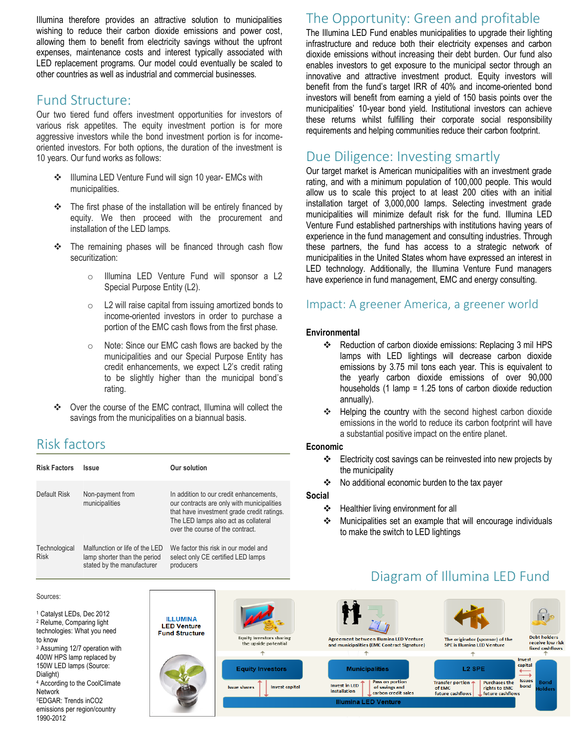Illumina therefore provides an attractive solution to municipalities wishing to reduce their carbon dioxide emissions and power cost, allowing them to benefit from electricity savings without the upfront expenses, maintenance costs and interest typically associated with LED replacement programs. Our model could eventually be scaled to other countries as well as industrial and commercial businesses.

## Fund Structure:

Our two tiered fund offers investment opportunities for investors of various risk appetites. The equity investment portion is for more aggressive investors while the bond investment portion is for income-oriented investors. For both options, the duration of the investment is 10 years. Our fund works as follows:

- Illumina LED Venture Fund will sign 10 year- EMCs with municipalities.
- The first phase of the installation will be entirely financed by equity. We then proceed with the procurement and installation of the LED lamps.
- The remaining phases will be financed through cash flow securitization:
  - Illumina LED Venture Fund will sponsor a L2 Special Purpose Entity (L2).
  - L2 will raise capital from issuing amortized bonds to income-oriented investors in order to purchase a portion of the EMC cash flows from the first phase.
  - Note: Since our EMC cash flows are backed by the municipalities and our Special Purpose Entity has credit enhancements, we expect L2's credit rating to be slightly higher than the municipal bond's rating.
- Over the course of the EMC contract, Illumina will collect the savings from the municipalities on a biannual basis.

## Risk factors

| Risk Factors | Issue | Our solution |
|---|---|---|
| Default Risk | Non-payment from municipalities | In addition to our credit enhancements, our contracts are only with municipalities that have investment grade credit ratings. The LED lamps also act as collateral over the course of the contract. |
| Technological Risk | Malfunction or life of the LED lamp shorter than the period stated by the manufacturer | We factor this risk in our model and select only CE certified LED lamps producers |

Sources:

[1] Catalyst LEDs, Dec 2012
[2] Relume, Comparing light technologies: What you need to know
[3] Assuming 12/7 operation with 400W HPS lamp replaced by 150W LED lamps (Source: Dialight)
[4] According to the CoolClimate Network
[5]EDGAR: Trends inCO2 emissions per region/country 1990-2012

## The Opportunity: Green and profitable

The Illumina LED Fund enables municipalities to upgrade their lighting infrastructure and reduce both their electricity expenses and carbon dioxide emissions without increasing their debt burden. Our fund also enables investors to get exposure to the municipal sector through an innovative and attractive investment product. Equity investors will benefit from the fund's target IRR of 40% and income-oriented bond investors will benefit from earning a yield of 150 basis points over the municipalities' 10-year bond yield. Institutional investors can achieve these returns whilst fulfilling their corporate social responsibility requirements and helping communities reduce their carbon footprint.

## Due Diligence: Investing smartly

Our target market is American municipalities with an investment grade rating, and with a minimum population of 100,000 people. This would allow us to scale this project to at least 200 cities with an initial installation target of 3,000,000 lamps. Selecting investment grade municipalities will minimize default risk for the fund. Illumina LED Venture Fund established partnerships with institutions having years of experience in the fund management and consulting industries. Through these partners, the fund has access to a strategic network of municipalities in the United States whom have expressed an interest in LED technology. Additionally, the Illumina Venture Fund managers have experience in fund management, EMC and energy consulting.

## Impact: A greener America, a greener world

**Environmental**

- Reduction of carbon dioxide emissions: Replacing 3 mil HPS lamps with LED lightings will decrease carbon dioxide emissions by 3.75 mil tons each year. This is equivalent to the yearly carbon dioxide emissions of over 90,000 households (1 lamp = 1.25 tons of carbon dioxide reduction annually).
- Helping the country with the second highest carbon dioxide emissions in the world to reduce its carbon footprint will have a substantial positive impact on the entire planet.

**Economic**

- Electricity cost savings can be reinvested into new projects by the municipality
- No additional economic burden to the tax payer

**Social**

- Healthier living environment for all
- Municipalities set an example that will encourage individuals to make the switch to LED lightings

## Diagram of Illumina LED Fund

ILLUMINA LED Venture Fund Structure

Equity Investors sharing the upside potential

Agreement between Illumina LED Venture and municipalities (EMC Contract Signature)

The originator (sponsor) of the SPE is Illumina LED Venture

Debt holders receive low risk fixed cashflows

Equity Investors

Municipalities

L2 SPE

Bond Holders

Issue shares

Invest capital

Invest in LED installation

Pass on portion of savings and carbon credit sales

Transfer portion of EMC future cashflows

Purchases the rights to EMC future cashflows

Invest capital

Issues bond

Illumina LED Venture